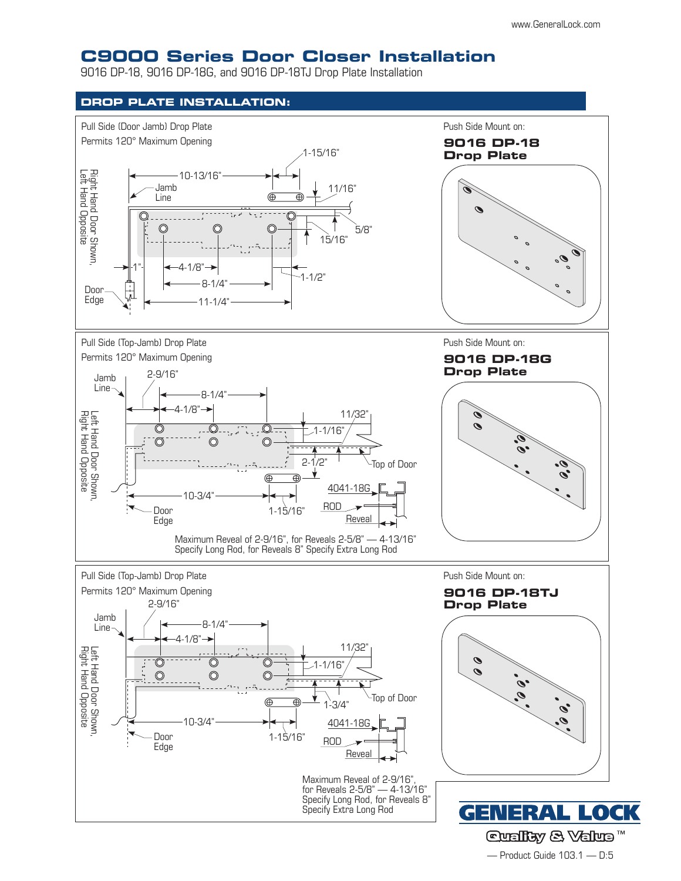# C9000 Series Door Closer Installation

9016 DP-18, 9016 DP-18G, and 9016 DP-18TJ Drop Plate Installation

## DROP PLATE INSTALLATION:

Pull Side (Door Jamb) Drop Plate
Permits 120° Maximum Opening

Right Hand Door Shown, Left Hand Opposite

10-13/16" · 1-15/16" · 11/16" · 5/8" · 15/16" · 1" · 4-1/8" · 8-1/4" · 11-1/4" · 1-1/2"

Jamb Line · Door Edge

Push Side Mount on:

**9016 DP-18 Drop Plate**

Pull Side (Top-Jamb) Drop Plate
Permits 120° Maximum Opening

Left Hand Door Shown, Right Hand Opposite

2-9/16" · 8-1/4" · 4-1/8" · 11/32" · 1-1/16" · 2-1/2" · 10-3/4" · 1-15/16"

Jamb Line · Door Edge · Top of Door · 4041-18G · ROD · Reveal

Maximum Reveal of 2-9/16", for Reveals 2-5/8" — 4-13/16" Specify Long Rod, for Reveals 8" Specify Extra Long Rod

Push Side Mount on:

**9016 DP-18G Drop Plate**

Pull Side (Top-Jamb) Drop Plate
Permits 120° Maximum Opening

Left Hand Door Shown, Right Hand Opposite

2-9/16" · 8-1/4" · 4-1/8" · 11/32" · 1-1/16" · 1-3/4" · 10-3/4" · 1-15/16"

Jamb Line · Door Edge · Top of Door · 4041-18G · ROD · Reveal

Maximum Reveal of 2-9/16", for Reveals 2-5/8" — 4-13/16" Specify Long Rod, for Reveals 8" Specify Extra Long Rod

Push Side Mount on:

**9016 DP-18TJ Drop Plate**

GENERAL LOCK
Quality & Value™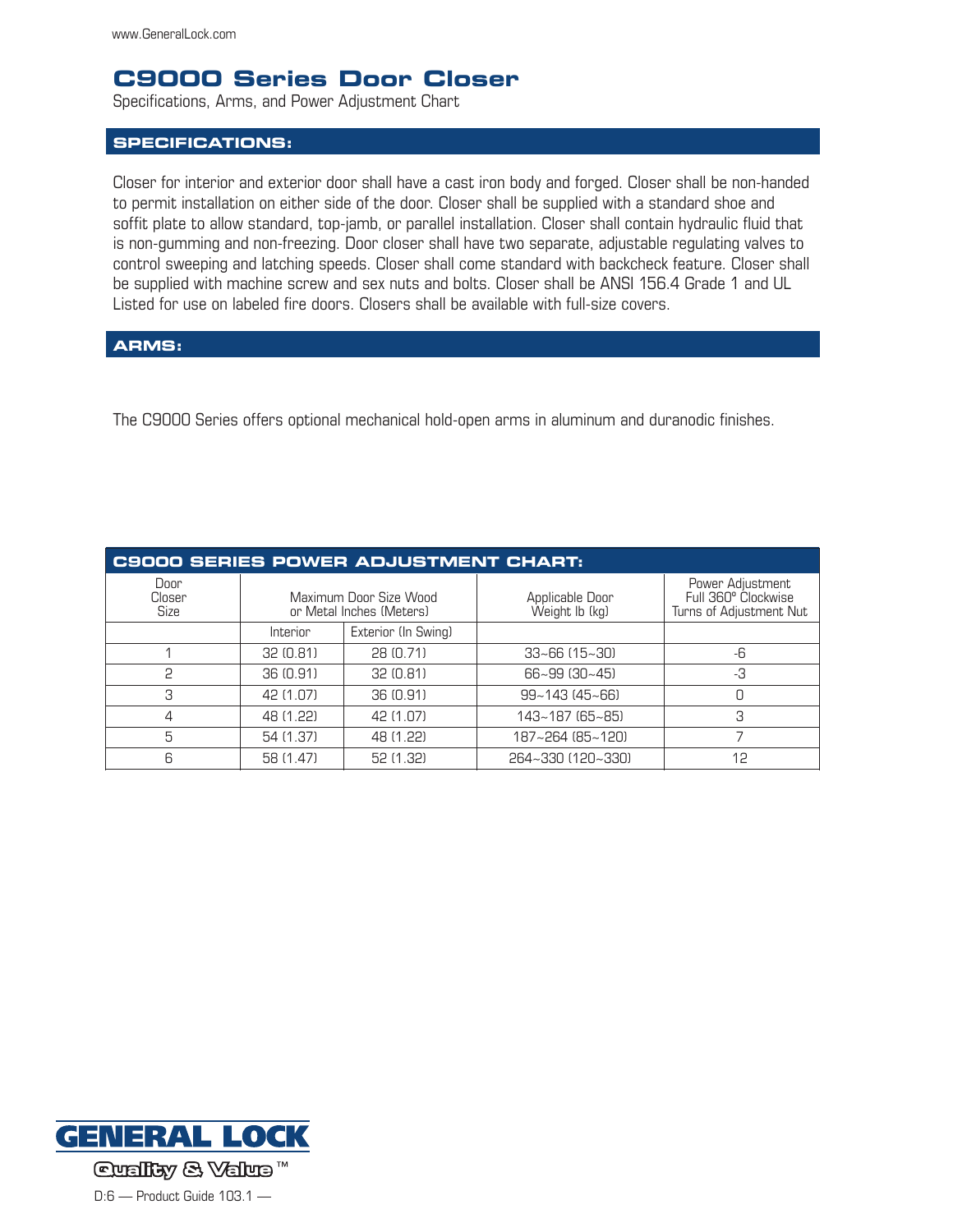# C9000 Series Door Closer

Specifications, Arms, and Power Adjustment Chart

## SPECIFICATIONS:

Closer for interior and exterior door shall have a cast iron body and forged. Closer shall be non-handed to permit installation on either side of the door. Closer shall be supplied with a standard shoe and soffit plate to allow standard, top-jamb, or parallel installation. Closer shall contain hydraulic fluid that is non-gumming and non-freezing. Door closer shall have two separate, adjustable regulating valves to control sweeping and latching speeds. Closer shall come standard with backcheck feature. Closer shall be supplied with machine screw and sex nuts and bolts. Closer shall be ANSI 156.4 Grade 1 and UL Listed for use on labeled fire doors. Closers shall be available with full-size covers.

## ARMS:

The C9000 Series offers optional mechanical hold-open arms in aluminum and duranodic finishes.

## C9000 SERIES POWER ADJUSTMENT CHART:

| Door Closer Size | Maximum Door Size Wood or Metal Inches (Meters) | | Applicable Door Weight lb (kg) | Power Adjustment Full 360° Clockwise Turns of Adjustment Nut |
|---|---|---|---|---|
| | Interior | Exterior (In Swing) | | |
| 1 | 32 (0.81) | 28 (0.71) | 33~66 (15~30) | -6 |
| 2 | 36 (0.91) | 32 (0.81) | 66~99 (30~45) | -3 |
| 3 | 42 (1.07) | 36 (0.91) | 99~143 (45~66) | 0 |
| 4 | 48 (1.22) | 42 (1.07) | 143~187 (65~85) | 3 |
| 5 | 54 (1.37) | 48 (1.22) | 187~264 (85~120) | 7 |
| 6 | 58 (1.47) | 52 (1.32) | 264~330 (120~330) | 12 |

GENERAL LOCK

Quality & Value™